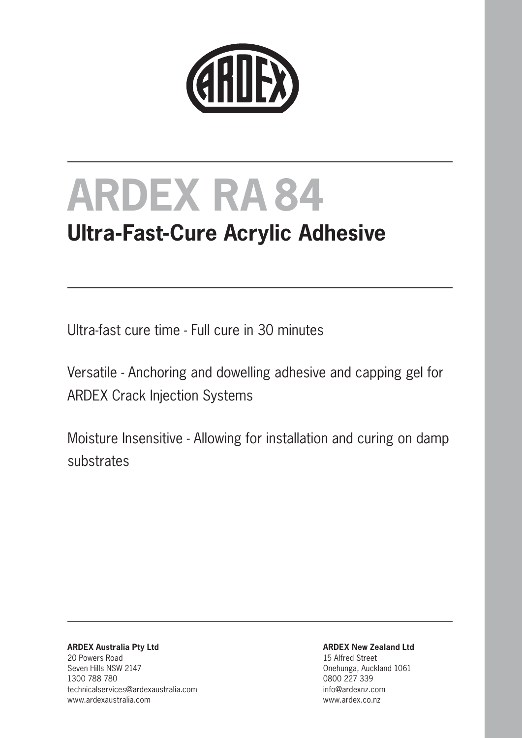# ARDEX RA 84

## Ultra-Fast-Cure Acrylic Adhesive

Ultra-fast cure time - Full cure in 30 minutes

Versatile - Anchoring and dowelling adhesive and capping gel for ARDEX Crack Injection Systems

Moisture Insensitive - Allowing for installation and curing on damp substrates

**ARDEX Australia Pty Ltd**
20 Powers Road
Seven Hills NSW 2147
1300 788 780
technicalservices@ardexaustralia.com
www.ardexaustralia.com

**ARDEX New Zealand Ltd**
15 Alfred Street
Onehunga, Auckland 1061
0800 227 339
info@ardexnz.com
www.ardex.co.nz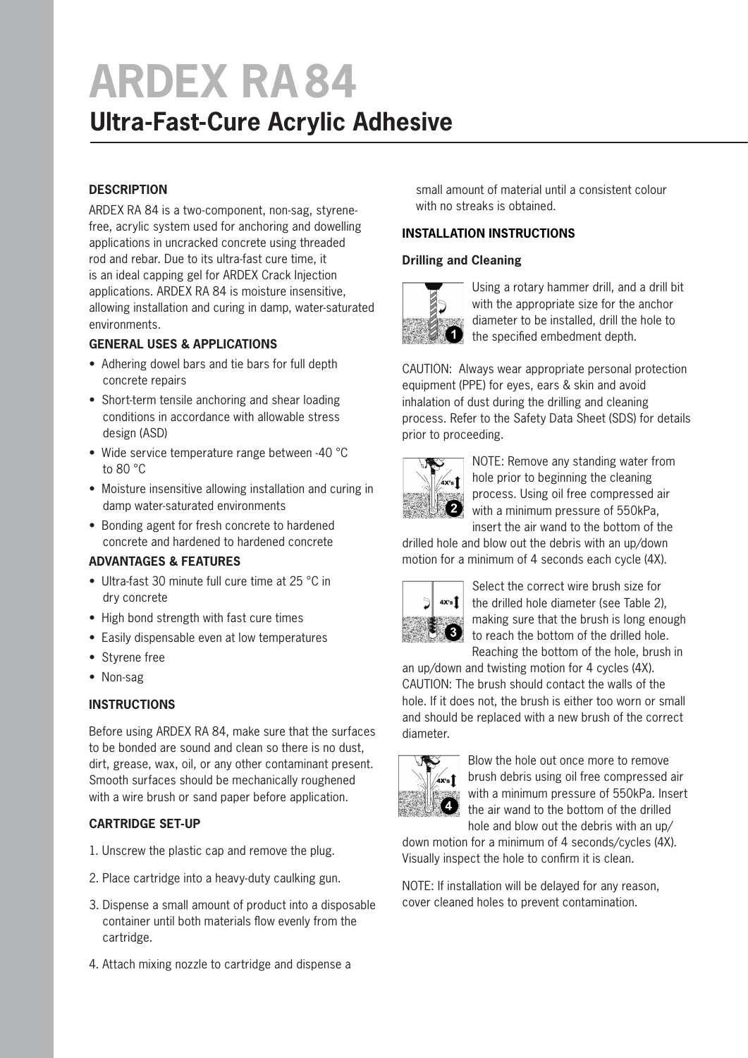# ARDEX RA 84

## Ultra-Fast-Cure Acrylic Adhesive

### DESCRIPTION

ARDEX RA 84 is a two-component, non-sag, styrene-free, acrylic system used for anchoring and dowelling applications in uncracked concrete using threaded rod and rebar. Due to its ultra-fast cure time, it is an ideal capping gel for ARDEX Crack Injection applications. ARDEX RA 84 is moisture insensitive, allowing installation and curing in damp, water-saturated environments.

### GENERAL USES & APPLICATIONS

- Adhering dowel bars and tie bars for full depth concrete repairs
- Short-term tensile anchoring and shear loading conditions in accordance with allowable stress design (ASD)
- Wide service temperature range between -40 °C to 80 °C
- Moisture insensitive allowing installation and curing in damp water-saturated environments
- Bonding agent for fresh concrete to hardened concrete and hardened to hardened concrete

### ADVANTAGES & FEATURES

- Ultra-fast 30 minute full cure time at 25 °C in dry concrete
- High bond strength with fast cure times
- Easily dispensable even at low temperatures
- Styrene free
- Non-sag

### INSTRUCTIONS

Before using ARDEX RA 84, make sure that the surfaces to be bonded are sound and clean so there is no dust, dirt, grease, wax, oil, or any other contaminant present. Smooth surfaces should be mechanically roughened with a wire brush or sand paper before application.

### CARTRIDGE SET-UP

1. Unscrew the plastic cap and remove the plug.
2. Place cartridge into a heavy-duty caulking gun.
3. Dispense a small amount of product into a disposable container until both materials flow evenly from the cartridge.
4. Attach mixing nozzle to cartridge and dispense a small amount of material until a consistent colour with no streaks is obtained.

### INSTALLATION INSTRUCTIONS

#### Drilling and Cleaning

1. Using a rotary hammer drill, and a drill bit with the appropriate size for the anchor diameter to be installed, drill the hole to the specified embedment depth.

CAUTION: Always wear appropriate personal protection equipment (PPE) for eyes, ears & skin and avoid inhalation of dust during the drilling and cleaning process. Refer to the Safety Data Sheet (SDS) for details prior to proceeding.

2. NOTE: Remove any standing water from hole prior to beginning the cleaning process. Using oil free compressed air with a minimum pressure of 550kPa, insert the air wand to the bottom of the drilled hole and blow out the debris with an up/down motion for a minimum of 4 seconds each cycle (4X).

3. Select the correct wire brush size for the drilled hole diameter (see Table 2), making sure that the brush is long enough to reach the bottom of the drilled hole. Reaching the bottom of the hole, brush in an up/down and twisting motion for 4 cycles (4X). CAUTION: The brush should contact the walls of the hole. If it does not, the brush is either too worn or small and should be replaced with a new brush of the correct diameter.

4. Blow the hole out once more to remove brush debris using oil free compressed air with a minimum pressure of 550kPa. Insert the air wand to the bottom of the drilled hole and blow out the debris with an up/down motion for a minimum of 4 seconds/cycles (4X). Visually inspect the hole to confirm it is clean.

NOTE: If installation will be delayed for any reason, cover cleaned holes to prevent contamination.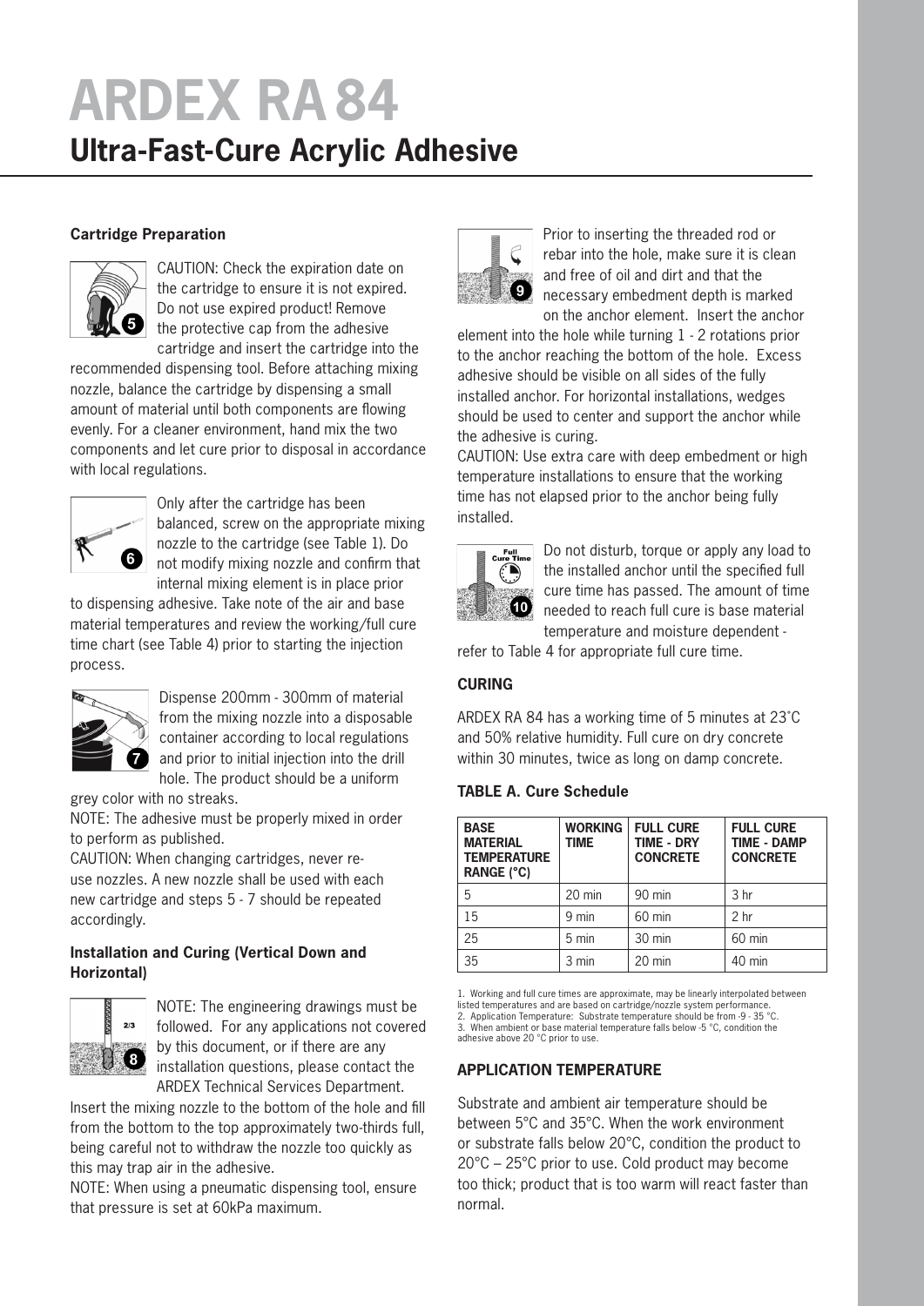# ARDEX RA 84

## Ultra-Fast-Cure Acrylic Adhesive

### Cartridge Preparation

CAUTION: Check the expiration date on the cartridge to ensure it is not expired. Do not use expired product! Remove the protective cap from the adhesive cartridge and insert the cartridge into the recommended dispensing tool. Before attaching mixing nozzle, balance the cartridge by dispensing a small amount of material until both components are flowing evenly. For a cleaner environment, hand mix the two components and let cure prior to disposal in accordance with local regulations.

Only after the cartridge has been balanced, screw on the appropriate mixing nozzle to the cartridge (see Table 1). Do not modify mixing nozzle and confirm that internal mixing element is in place prior to dispensing adhesive. Take note of the air and base material temperatures and review the working/full cure time chart (see Table 4) prior to starting the injection process.

Dispense 200mm - 300mm of material from the mixing nozzle into a disposable container according to local regulations and prior to initial injection into the drill hole. The product should be a uniform grey color with no streaks.

NOTE: The adhesive must be properly mixed in order to perform as published.

CAUTION: When changing cartridges, never re-use nozzles. A new nozzle shall be used with each new cartridge and steps 5 - 7 should be repeated accordingly.

### Installation and Curing (Vertical Down and Horizontal)

NOTE: The engineering drawings must be followed. For any applications not covered by this document, or if there are any installation questions, please contact the ARDEX Technical Services Department.

Insert the mixing nozzle to the bottom of the hole and fill from the bottom to the top approximately two-thirds full, being careful not to withdraw the nozzle too quickly as this may trap air in the adhesive.

NOTE: When using a pneumatic dispensing tool, ensure that pressure is set at 60kPa maximum.

Prior to inserting the threaded rod or rebar into the hole, make sure it is clean and free of oil and dirt and that the necessary embedment depth is marked on the anchor element. Insert the anchor element into the hole while turning 1 - 2 rotations prior to the anchor reaching the bottom of the hole. Excess adhesive should be visible on all sides of the fully installed anchor. For horizontal installations, wedges should be used to center and support the anchor while the adhesive is curing.

CAUTION: Use extra care with deep embedment or high temperature installations to ensure that the working time has not elapsed prior to the anchor being fully installed.

Do not disturb, torque or apply any load to the installed anchor until the specified full cure time has passed. The amount of time needed to reach full cure is base material temperature and moisture dependent - refer to Table 4 for appropriate full cure time.

### CURING

ARDEX RA 84 has a working time of 5 minutes at 23˚C and 50% relative humidity. Full cure on dry concrete within 30 minutes, twice as long on damp concrete.

### TABLE A. Cure Schedule

| BASE MATERIAL TEMPERATURE RANGE (°C) | WORKING TIME | FULL CURE TIME - DRY CONCRETE | FULL CURE TIME - DAMP CONCRETE |
|---|---|---|---|
| 5 | 20 min | 90 min | 3 hr |
| 15 | 9 min | 60 min | 2 hr |
| 25 | 5 min | 30 min | 60 min |
| 35 | 3 min | 20 min | 40 min |

1. Working and full cure times are approximate, may be linearly interpolated between listed temperatures and are based on cartridge/nozzle system performance.
2. Application Temperature: Substrate temperature should be from -9 - 35 °C.
3. When ambient or base material temperature falls below -5 °C, condition the adhesive above 20 °C prior to use.

### APPLICATION TEMPERATURE

Substrate and ambient air temperature should be between 5°C and 35°C. When the work environment or substrate falls below 20°C, condition the product to 20°C – 25°C prior to use. Cold product may become too thick; product that is too warm will react faster than normal.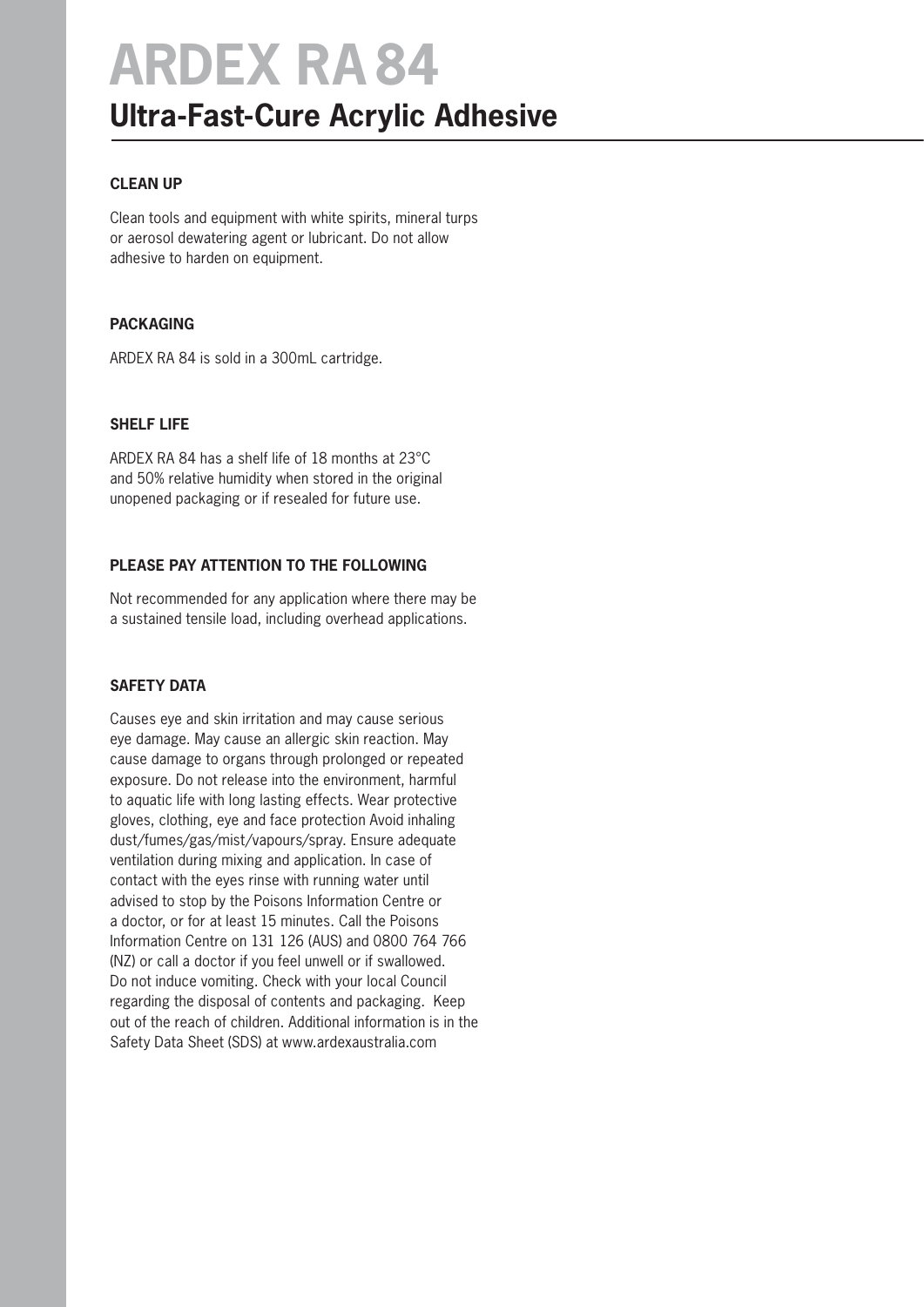# ARDEX RA 84

## Ultra-Fast-Cure Acrylic Adhesive

### CLEAN UP

Clean tools and equipment with white spirits, mineral turps or aerosol dewatering agent or lubricant. Do not allow adhesive to harden on equipment.

### PACKAGING

ARDEX RA 84 is sold in a 300mL cartridge.

### SHELF LIFE

ARDEX RA 84 has a shelf life of 18 months at 23°C and 50% relative humidity when stored in the original unopened packaging or if resealed for future use.

### PLEASE PAY ATTENTION TO THE FOLLOWING

Not recommended for any application where there may be a sustained tensile load, including overhead applications.

### SAFETY DATA

Causes eye and skin irritation and may cause serious eye damage. May cause an allergic skin reaction. May cause damage to organs through prolonged or repeated exposure. Do not release into the environment, harmful to aquatic life with long lasting effects. Wear protective gloves, clothing, eye and face protection Avoid inhaling dust/fumes/gas/mist/vapours/spray. Ensure adequate ventilation during mixing and application. In case of contact with the eyes rinse with running water until advised to stop by the Poisons Information Centre or a doctor, or for at least 15 minutes. Call the Poisons Information Centre on 131 126 (AUS) and 0800 764 766 (NZ) or call a doctor if you feel unwell or if swallowed. Do not induce vomiting. Check with your local Council regarding the disposal of contents and packaging. Keep out of the reach of children. Additional information is in the Safety Data Sheet (SDS) at www.ardexaustralia.com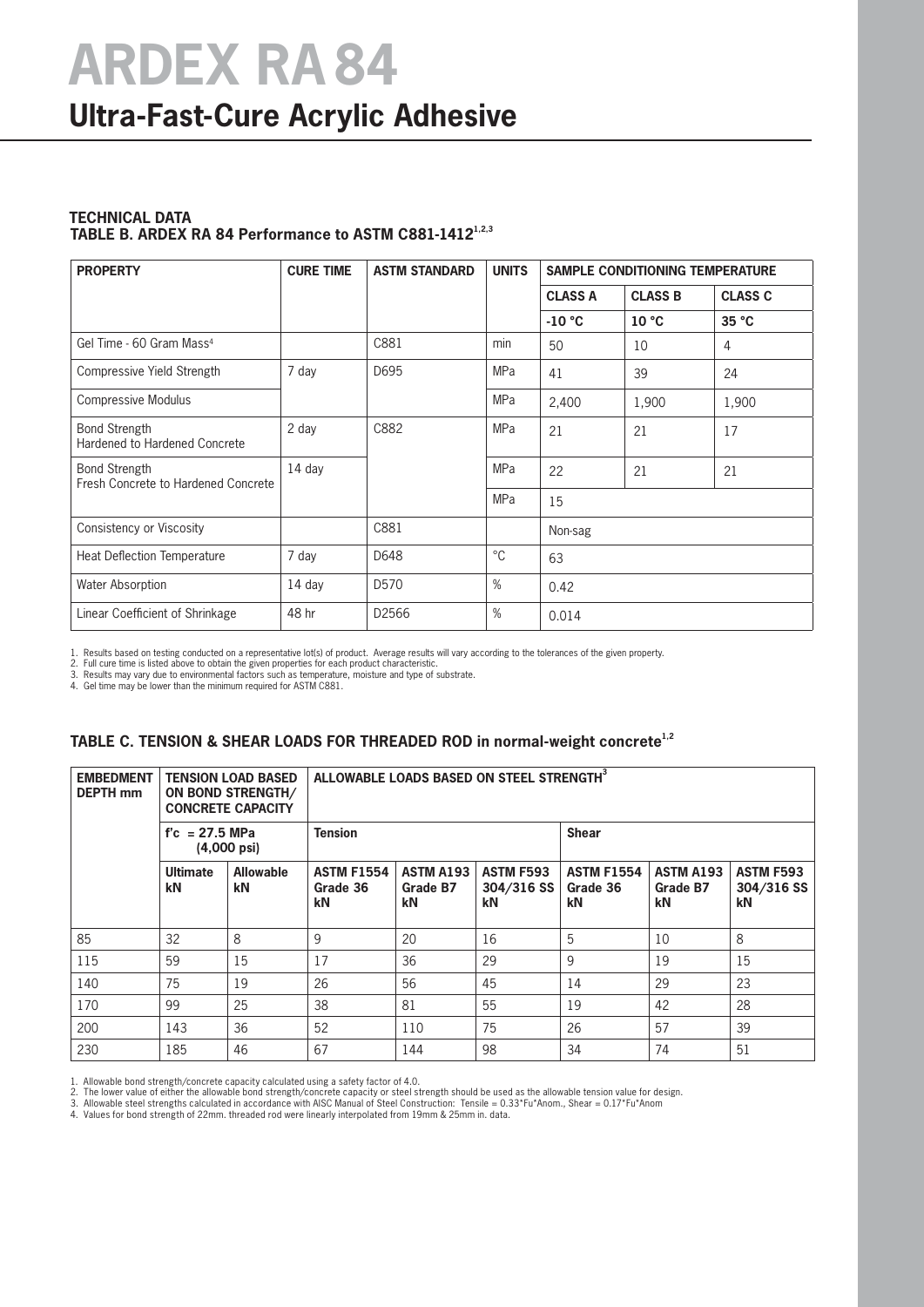# ARDEX RA 84

## Ultra-Fast-Cure Acrylic Adhesive

### TECHNICAL DATA

### TABLE B. ARDEX RA 84 Performance to ASTM C881-1412[1,2,3]

| PROPERTY | CURE TIME | ASTM STANDARD | UNITS | SAMPLE CONDITIONING TEMPERATURE | | |
|---|---|---|---|---|---|---|
| | | | | **CLASS A** | **CLASS B** | **CLASS C** |
| | | | | **-10 °C** | **10 °C** | **35 °C** |
| Gel Time - 60 Gram Mass[4] | | C881 | min | 50 | 10 | 4 |
| Compressive Yield Strength | 7 day | D695 | MPa | 41 | 39 | 24 |
| Compressive Modulus | | | MPa | 2,400 | 1,900 | 1,900 |
| Bond Strength Hardened to Hardened Concrete | 2 day | C882 | MPa | 21 | 21 | 17 |
| Bond Strength Fresh Concrete to Hardened Concrete | 14 day | | MPa | 22 | 21 | 21 |
| | | | MPa | 15 | | |
| Consistency or Viscosity | | C881 | | Non-sag | | |
| Heat Deflection Temperature | 7 day | D648 | °C | 63 | | |
| Water Absorption | 14 day | D570 | % | 0.42 | | |
| Linear Coefficient of Shrinkage | 48 hr | D2566 | % | 0.014 | | |

1. Results based on testing conducted on a representative lot(s) of product. Average results will vary according to the tolerances of the given property.
2. Full cure time is listed above to obtain the given properties for each product characteristic.
3. Results may vary due to environmental factors such as temperature, moisture and type of substrate.
4. Gel time may be lower than the minimum required for ASTM C881.

### TABLE C. TENSION & SHEAR LOADS FOR THREADED ROD in normal-weight concrete[1,2]

| EMBEDMENT DEPTH mm | TENSION LOAD BASED ON BOND STRENGTH/ CONCRETE CAPACITY | | ALLOWABLE LOADS BASED ON STEEL STRENGTH[3] | | | | | |
|---|---|---|---|---|---|---|---|---|
| | f'c = 27.5 MPa (4,000 psi) | | Tension | | | Shear | | |
| | Ultimate kN | Allowable kN | ASTM F1554 Grade 36 kN | ASTM A193 Grade B7 kN | ASTM F593 304/316 SS kN | ASTM F1554 Grade 36 kN | ASTM A193 Grade B7 kN | ASTM F593 304/316 SS kN |
| 85 | 32 | 8 | 9 | 20 | 16 | 5 | 10 | 8 |
| 115 | 59 | 15 | 17 | 36 | 29 | 9 | 19 | 15 |
| 140 | 75 | 19 | 26 | 56 | 45 | 14 | 29 | 23 |
| 170 | 99 | 25 | 38 | 81 | 55 | 19 | 42 | 28 |
| 200 | 143 | 36 | 52 | 110 | 75 | 26 | 57 | 39 |
| 230 | 185 | 46 | 67 | 144 | 98 | 34 | 74 | 51 |

1. Allowable bond strength/concrete capacity calculated using a safety factor of 4.0.
2. The lower value of either the allowable bond strength/concrete capacity or steel strength should be used as the allowable tension value for design.
3. Allowable steel strengths calculated in accordance with AISC Manual of Steel Construction: Tensile = 0.33*Fu*Anom., Shear = 0.17*Fu*Anom
4. Values for bond strength of 22mm. threaded rod were linearly interpolated from 19mm & 25mm in. data.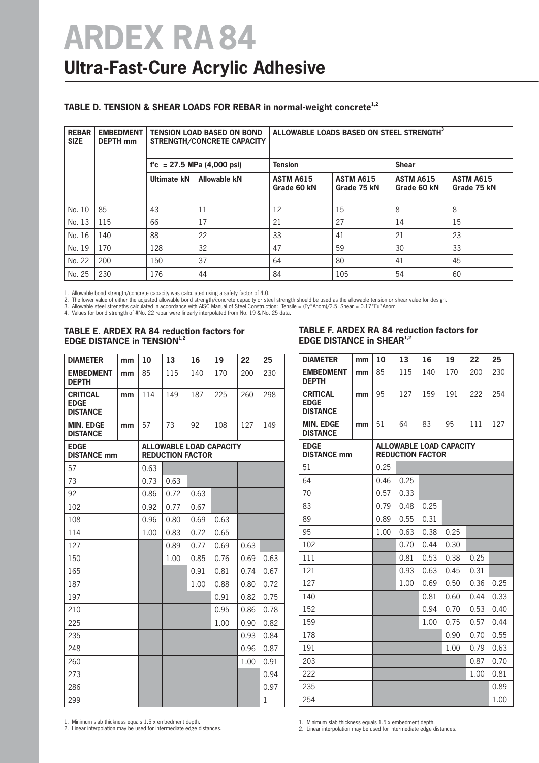# ARDEX RA 84

## Ultra-Fast-Cure Acrylic Adhesive

### TABLE D. TENSION & SHEAR LOADS FOR REBAR in normal-weight concrete[1,2]

| REBAR SIZE | EMBEDMENT DEPTH mm | TENSION LOAD BASED ON BOND STRENGTH/CONCRETE CAPACITY | | ALLOWABLE LOADS BASED ON STEEL STRENGTH[3] | | | |
|---|---|---|---|---|---|---|---|
| | | f'c = 27.5 MPa (4,000 psi) | | Tension | | Shear | |
| | | Ultimate kN | Allowable kN | ASTM A615 Grade 60 kN | ASTM A615 Grade 75 kN | ASTM A615 Grade 60 kN | ASTM A615 Grade 75 kN |
| No. 10 | 85 | 43 | 11 | 12 | 15 | 8 | 8 |
| No. 13 | 115 | 66 | 17 | 21 | 27 | 14 | 15 |
| No. 16 | 140 | 88 | 22 | 33 | 41 | 21 | 23 |
| No. 19 | 170 | 128 | 32 | 47 | 59 | 30 | 33 |
| No. 22 | 200 | 150 | 37 | 64 | 80 | 41 | 45 |
| No. 25 | 230 | 176 | 44 | 84 | 105 | 54 | 60 |

1. Allowable bond strength/concrete capacity was calculated using a safety factor of 4.0.
2. The lower value of either the adjusted allowable bond strength/concrete capacity or steel strength should be used as the allowable tension or shear value for design.
3. Allowable steel strengths calculated in accordance with AISC Manual of Steel Construction: Tensile = (Fy*Anom)/2.5, Shear = 0.17*Fu*Anom
4. Values for bond strength of #No. 22 rebar were linearly interpolated from No. 19 & No. 25 data.

### TABLE E. ARDEX RA 84 reduction factors for EDGE DISTANCE in TENSION[1,2]

| DIAMETER | mm | 10 | 13 | 16 | 19 | 22 | 25 |
|---|---|---|---|---|---|---|---|
| EMBEDMENT DEPTH | mm | 85 | 115 | 140 | 170 | 200 | 230 |
| CRITICAL EDGE DISTANCE | mm | 114 | 149 | 187 | 225 | 260 | 298 |
| MIN. EDGE DISTANCE | mm | 57 | 73 | 92 | 108 | 127 | 149 |
| EDGE DISTANCE mm | | ALLOWABLE LOAD CAPACITY REDUCTION FACTOR | | | | | |
| 57 | | 0.63 | | | | | |
| 73 | | 0.73 | 0.63 | | | | |
| 92 | | 0.86 | 0.72 | 0.63 | | | |
| 102 | | 0.92 | 0.77 | 0.67 | | | |
| 108 | | 0.96 | 0.80 | 0.69 | 0.63 | | |
| 114 | | 1.00 | 0.83 | 0.72 | 0.65 | | |
| 127 | | | 0.89 | 0.77 | 0.69 | 0.63 | |
| 150 | | | 1.00 | 0.85 | 0.76 | 0.69 | 0.63 |
| 165 | | | | 0.91 | 0.81 | 0.74 | 0.67 |
| 187 | | | | 1.00 | 0.88 | 0.80 | 0.72 |
| 197 | | | | | 0.91 | 0.82 | 0.75 |
| 210 | | | | | 0.95 | 0.86 | 0.78 |
| 225 | | | | | 1.00 | 0.90 | 0.82 |
| 235 | | | | | | 0.93 | 0.84 |
| 248 | | | | | | 0.96 | 0.87 |
| 260 | | | | | | 1.00 | 0.91 |
| 273 | | | | | | | 0.94 |
| 286 | | | | | | | 0.97 |
| 299 | | | | | | | 1 |

1. Minimum slab thickness equals 1.5 x embedment depth.
2. Linear interpolation may be used for intermediate edge distances.

### TABLE F. ARDEX RA 84 reduction factors for EDGE DISTANCE in SHEAR[1,2]

| DIAMETER | mm | 10 | 13 | 16 | 19 | 22 | 25 |
|---|---|---|---|---|---|---|---|
| EMBEDMENT DEPTH | mm | 85 | 115 | 140 | 170 | 200 | 230 |
| CRITICAL EDGE DISTANCE | mm | 95 | 127 | 159 | 191 | 222 | 254 |
| MIN. EDGE DISTANCE | mm | 51 | 64 | 83 | 95 | 111 | 127 |
| EDGE DISTANCE mm | | ALLOWABLE LOAD CAPACITY REDUCTION FACTOR | | | | | |
| 51 | | 0.25 | | | | | |
| 64 | | 0.46 | 0.25 | | | | |
| 70 | | 0.57 | 0.33 | | | | |
| 83 | | 0.79 | 0.48 | 0.25 | | | |
| 89 | | 0.89 | 0.55 | 0.31 | | | |
| 95 | | 1.00 | 0.63 | 0.38 | 0.25 | | |
| 102 | | | 0.70 | 0.44 | 0.30 | | |
| 111 | | | 0.81 | 0.53 | 0.38 | 0.25 | |
| 121 | | | 0.93 | 0.63 | 0.45 | 0.31 | |
| 127 | | | 1.00 | 0.69 | 0.50 | 0.36 | 0.25 |
| 140 | | | | 0.81 | 0.60 | 0.44 | 0.33 |
| 152 | | | | 0.94 | 0.70 | 0.53 | 0.40 |
| 159 | | | | 1.00 | 0.75 | 0.57 | 0.44 |
| 178 | | | | | 0.90 | 0.70 | 0.55 |
| 191 | | | | | 1.00 | 0.79 | 0.63 |
| 203 | | | | | | 0.87 | 0.70 |
| 222 | | | | | | 1.00 | 0.81 |
| 235 | | | | | | | 0.89 |
| 254 | | | | | | | 1.00 |

1. Minimum slab thickness equals 1.5 x embedment depth.
2. Linear interpolation may be used for intermediate edge distances.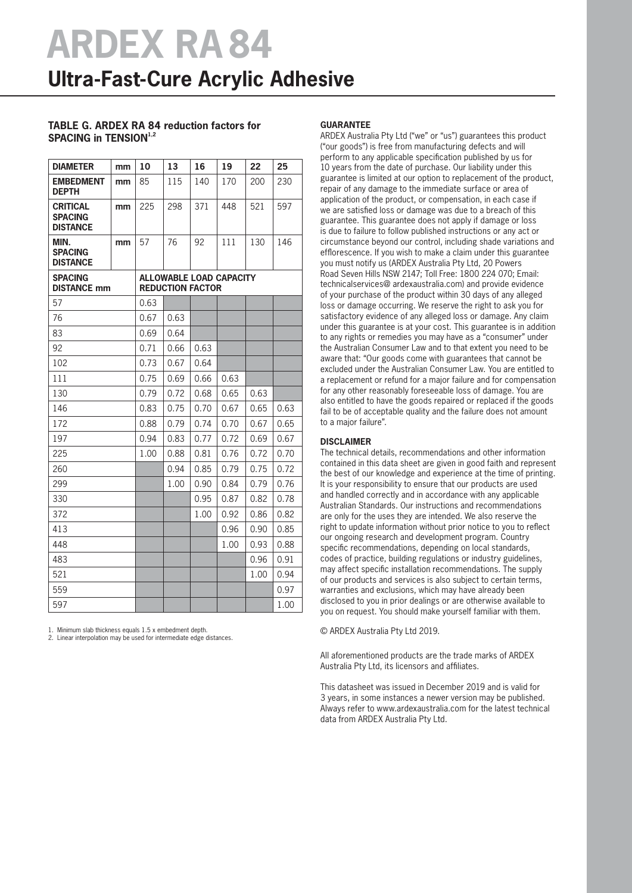# ARDEX RA 84

## Ultra-Fast-Cure Acrylic Adhesive

### TABLE G. ARDEX RA 84 reduction factors for SPACING in TENSION[1,2]

| DIAMETER | mm | 10 | 13 | 16 | 19 | 22 | 25 |
|---|---|---|---|---|---|---|---|
| EMBEDMENT DEPTH | mm | 85 | 115 | 140 | 170 | 200 | 230 |
| CRITICAL SPACING DISTANCE | mm | 225 | 298 | 371 | 448 | 521 | 597 |
| MIN. SPACING DISTANCE | mm | 57 | 76 | 92 | 111 | 130 | 146 |
| SPACING DISTANCE mm | | ALLOWABLE LOAD CAPACITY REDUCTION FACTOR | | | | | |
| 57 | | 0.63 | | | | | |
| 76 | | 0.67 | 0.63 | | | | |
| 83 | | 0.69 | 0.64 | | | | |
| 92 | | 0.71 | 0.66 | 0.63 | | | |
| 102 | | 0.73 | 0.67 | 0.64 | | | |
| 111 | | 0.75 | 0.69 | 0.66 | 0.63 | | |
| 130 | | 0.79 | 0.72 | 0.68 | 0.65 | 0.63 | |
| 146 | | 0.83 | 0.75 | 0.70 | 0.67 | 0.65 | 0.63 |
| 172 | | 0.88 | 0.79 | 0.74 | 0.70 | 0.67 | 0.65 |
| 197 | | 0.94 | 0.83 | 0.77 | 0.72 | 0.69 | 0.67 |
| 225 | | 1.00 | 0.88 | 0.81 | 0.76 | 0.72 | 0.70 |
| 260 | | | 0.94 | 0.85 | 0.79 | 0.75 | 0.72 |
| 299 | | | 1.00 | 0.90 | 0.84 | 0.79 | 0.76 |
| 330 | | | | 0.95 | 0.87 | 0.82 | 0.78 |
| 372 | | | | 1.00 | 0.92 | 0.86 | 0.82 |
| 413 | | | | | 0.96 | 0.90 | 0.85 |
| 448 | | | | | 1.00 | 0.93 | 0.88 |
| 483 | | | | | | 0.96 | 0.91 |
| 521 | | | | | | 1.00 | 0.94 |
| 559 | | | | | | | 0.97 |
| 597 | | | | | | | 1.00 |

1. Minimum slab thickness equals 1.5 x embedment depth.
2. Linear interpolation may be used for intermediate edge distances.

#### GUARANTEE

ARDEX Australia Pty Ltd ("we" or "us") guarantees this product ("our goods") is free from manufacturing defects and will perform to any applicable specification published by us for 10 years from the date of purchase. Our liability under this guarantee is limited at our option to replacement of the product, repair of any damage to the immediate surface or area of application of the product, or compensation, in each case if we are satisfied loss or damage was due to a breach of this guarantee. This guarantee does not apply if damage or loss is due to failure to follow published instructions or any act or circumstance beyond our control, including shade variations and efflorescence. If you wish to make a claim under this guarantee you must notify us (ARDEX Australia Pty Ltd, 20 Powers Road Seven Hills NSW 2147; Toll Free: 1800 224 070; Email: technicalservices@ ardexaustralia.com) and provide evidence of your purchase of the product within 30 days of any alleged loss or damage occurring. We reserve the right to ask you for satisfactory evidence of any alleged loss or damage. Any claim under this guarantee is at your cost. This guarantee is in addition to any rights or remedies you may have as a "consumer" under the Australian Consumer Law and to that extent you need to be aware that: "Our goods come with guarantees that cannot be excluded under the Australian Consumer Law. You are entitled to a replacement or refund for a major failure and for compensation for any other reasonably foreseeable loss of damage. You are also entitled to have the goods repaired or replaced if the goods fail to be of acceptable quality and the failure does not amount to a major failure".

#### DISCLAIMER

The technical details, recommendations and other information contained in this data sheet are given in good faith and represent the best of our knowledge and experience at the time of printing. It is your responsibility to ensure that our products are used and handled correctly and in accordance with any applicable Australian Standards. Our instructions and recommendations are only for the uses they are intended. We also reserve the right to update information without prior notice to you to reflect our ongoing research and development program. Country specific recommendations, depending on local standards, codes of practice, building regulations or industry guidelines, may affect specific installation recommendations. The supply of our products and services is also subject to certain terms, warranties and exclusions, which may have already been disclosed to you in prior dealings or are otherwise available to you on request. You should make yourself familiar with them.

© ARDEX Australia Pty Ltd 2019.

All aforementioned products are the trade marks of ARDEX Australia Pty Ltd, its licensors and affiliates.

This datasheet was issued in December 2019 and is valid for 3 years, in some instances a newer version may be published. Always refer to www.ardexaustralia.com for the latest technical data from ARDEX Australia Pty Ltd.